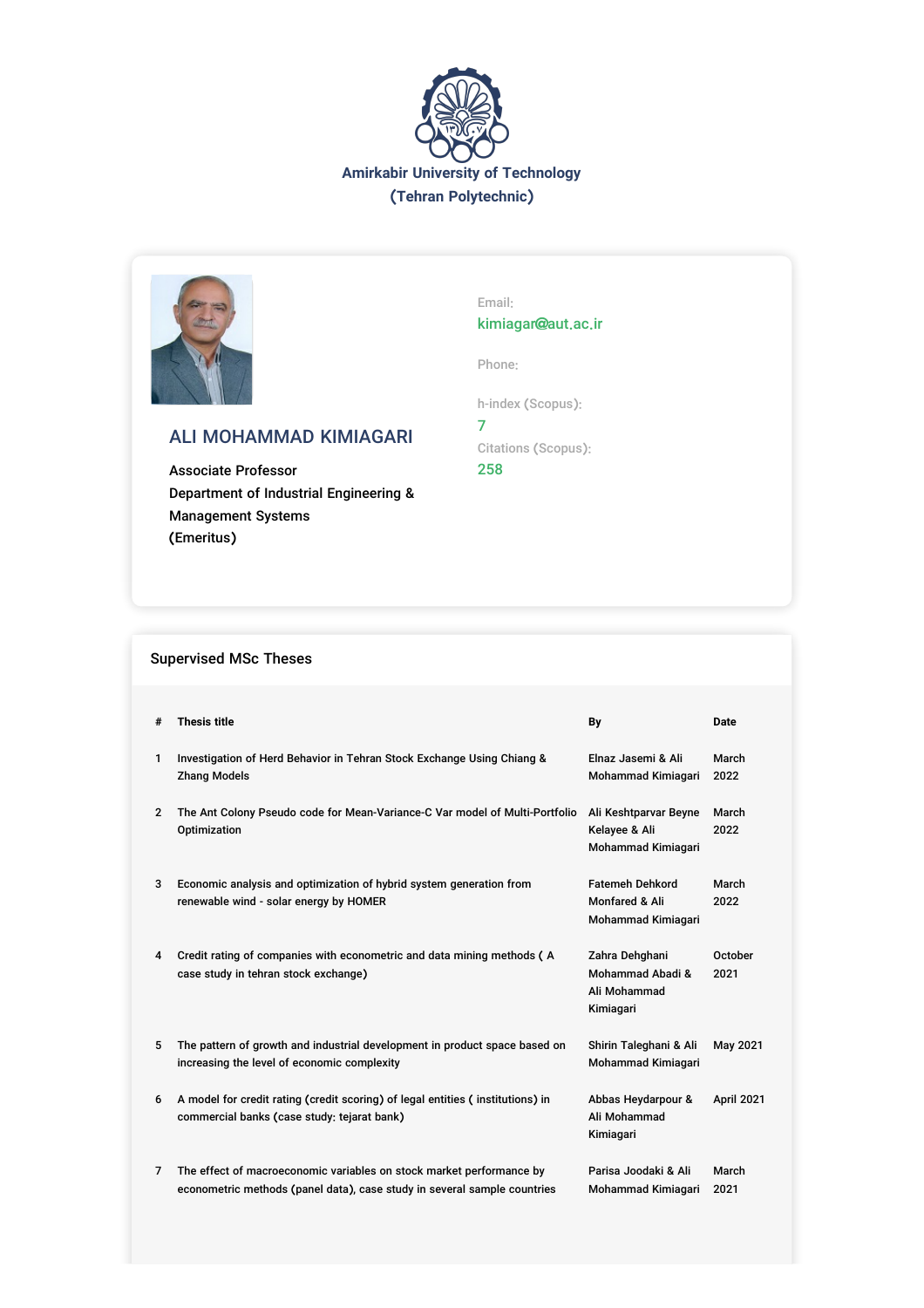Amirkabir University of Technology
(Tehran Polytechnic)

## ALI MOHAMMAD KIMIAGARI

Associate Professor
Department of Industrial Engineering & Management Systems
(Emeritus)

Email:
kimiagar@aut.ac.ir

Phone:

h-index (Scopus):
7

Citations (Scopus):
258

## Supervised MSc Theses

| # | Thesis title | By | Date |
|---|---|---|---|
| 1 | Investigation of Herd Behavior in Tehran Stock Exchange Using Chiang & Zhang Models | Elnaz Jasemi & Ali Mohammad Kimiagari | March 2022 |
| 2 | The Ant Colony Pseudo code for Mean-Variance-C Var model of Multi-Portfolio Optimization | Ali Keshtparvar Beyne Kelayee & Ali Mohammad Kimiagari | March 2022 |
| 3 | Economic analysis and optimization of hybrid system generation from renewable wind - solar energy by HOMER | Fatemeh Dehkord Monfared & Ali Mohammad Kimiagari | March 2022 |
| 4 | Credit rating of companies with econometric and data mining methods ( A case study in tehran stock exchange) | Zahra Dehghani Mohammad Abadi & Ali Mohammad Kimiagari | October 2021 |
| 5 | The pattern of growth and industrial development in product space based on increasing the level of economic complexity | Shirin Taleghani & Ali Mohammad Kimiagari | May 2021 |
| 6 | A model for credit rating (credit scoring) of legal entities ( institutions) in commercial banks (case study: tejarat bank) | Abbas Heydarpour & Ali Mohammad Kimiagari | April 2021 |
| 7 | The effect of macroeconomic variables on stock market performance by econometric methods (panel data), case study in several sample countries | Parisa Joodaki & Ali Mohammad Kimiagari | March 2021 |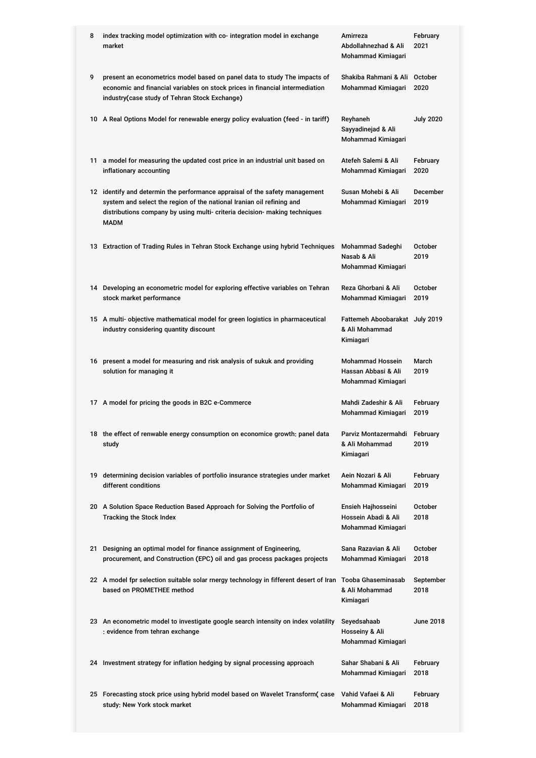| | | | |
|---|---|---|---|
| 8 | index tracking model optimization with co- integration model in exchange market | Amirreza Abdollahnezhad & Ali Mohammad Kimiagari | February 2021 |
| 9 | present an econometrics model based on panel data to study The impacts of economic and financial variables on stock prices in financial intermediation industry(case study of Tehran Stock Exchange) | Shakiba Rahmani & Ali Mohammad Kimiagari | October 2020 |
| 10 | A Real Options Model for renewable energy policy evaluation (feed - in tariff) | Reyhaneh Sayyadinejad & Ali Mohammad Kimiagari | July 2020 |
| 11 | a model for measuring the updated cost price in an industrial unit based on inflationary accounting | Atefeh Salemi & Ali Mohammad Kimiagari | February 2020 |
| 12 | identify and determin the performance appraisal of the safety management system and select the region of the national Iranian oil refining and distributions company by using multi- criteria decision- making techniques MADM | Susan Mohebi & Ali Mohammad Kimiagari | December 2019 |
| 13 | Extraction of Trading Rules in Tehran Stock Exchange using hybrid Techniques | Mohammad Sadeghi Nasab & Ali Mohammad Kimiagari | October 2019 |
| 14 | Developing an econometric model for exploring effective variables on Tehran stock market performance | Reza Ghorbani & Ali Mohammad Kimiagari | October 2019 |
| 15 | A multi- objective mathematical model for green logistics in pharmaceutical industry considering quantity discount | Fattemeh Aboobarakat & Ali Mohammad Kimiagari | July 2019 |
| 16 | present a model for measuring and risk analysis of sukuk and providing solution for managing it | Mohammad Hossein Hassan Abbasi & Ali Mohammad Kimiagari | March 2019 |
| 17 | A model for pricing the goods in B2C e-Commerce | Mahdi Zadeshir & Ali Mohammad Kimiagari | February 2019 |
| 18 | the effect of renwable energy consumption on economice growth: panel data study | Parviz Montazermahdi & Ali Mohammad Kimiagari | February 2019 |
| 19 | determining decision variables of portfolio insurance strategies under market different conditions | Aein Nozari & Ali Mohammad Kimiagari | February 2019 |
| 20 | A Solution Space Reduction Based Approach for Solving the Portfolio of Tracking the Stock Index | Ensieh Hajhosseini Hossein Abadi & Ali Mohammad Kimiagari | October 2018 |
| 21 | Designing an optimal model for finance assignment of Engineering, procurement, and Construction (EPC) oil and gas process packages projects | Sana Razavian & Ali Mohammad Kimiagari | October 2018 |
| 22 | A model fpr selection suitable solar rnergy technology in fifferent desert of Iran based on PROMETHEE method | Tooba Ghaseminasab & Ali Mohammad Kimiagari | September 2018 |
| 23 | An econometric model to investigate google search intensity on index volatility : evidence from tehran exchange | Seyedsahaab Hosseiny & Ali Mohammad Kimiagari | June 2018 |
| 24 | Investment strategy for inflation hedging by signal processing approach | Sahar Shabani & Ali Mohammad Kimiagari | February 2018 |
| 25 | Forecasting stock price using hybrid model based on Wavelet Transform( case study: New York stock market | Vahid Vafaei & Ali Mohammad Kimiagari | February 2018 |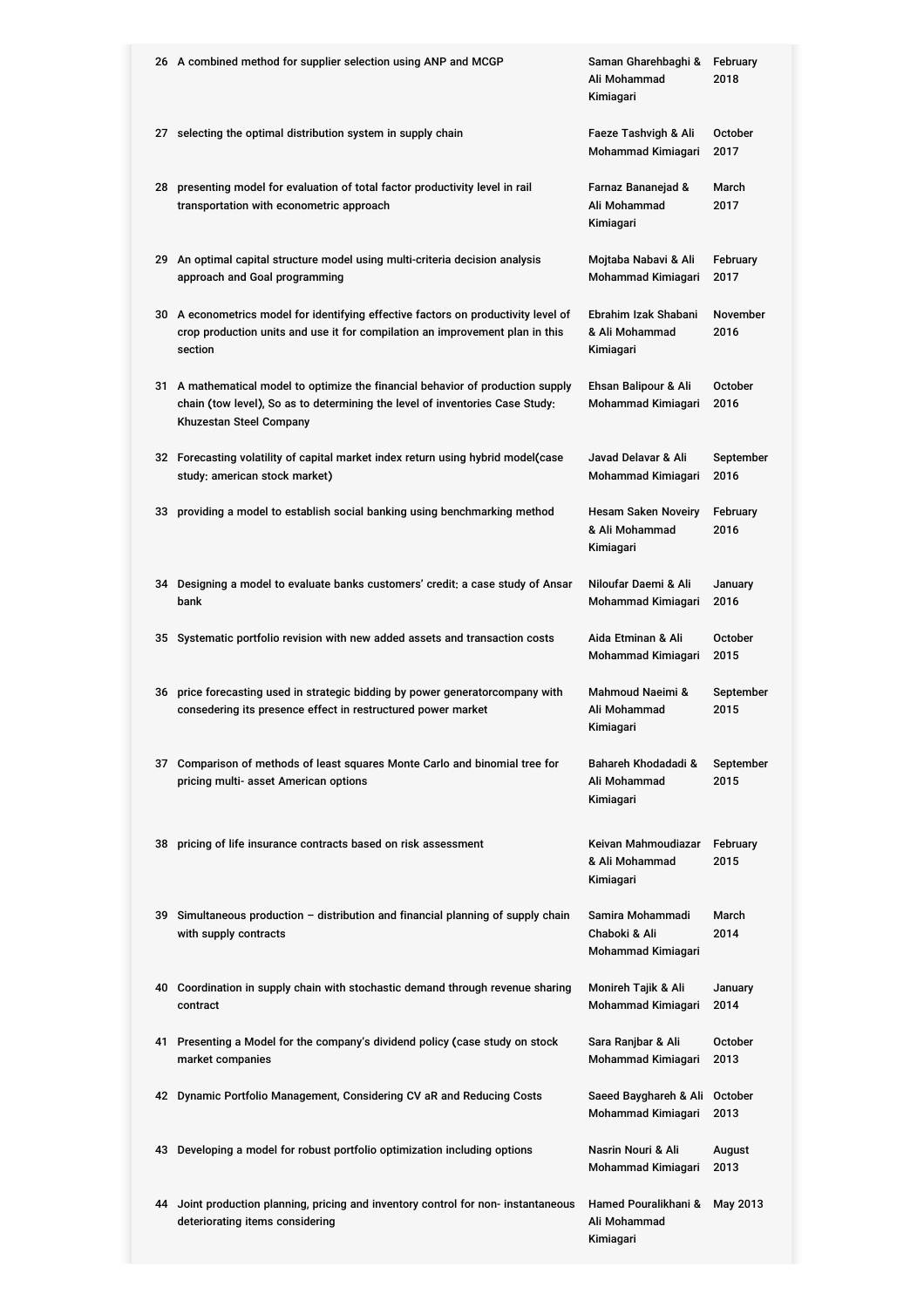| | | | |
|---|---|---|---|
| 26 | A combined method for supplier selection using ANP and MCGP | Saman Gharehbaghi & Ali Mohammad Kimiagari | February 2018 |
| 27 | selecting the optimal distribution system in supply chain | Faeze Tashvigh & Ali Mohammad Kimiagari | October 2017 |
| 28 | presenting model for evaluation of total factor productivity level in rail transportation with econometric approach | Farnaz Bananejad & Ali Mohammad Kimiagari | March 2017 |
| 29 | An optimal capital structure model using multi-criteria decision analysis approach and Goal programming | Mojtaba Nabavi & Ali Mohammad Kimiagari | February 2017 |
| 30 | A econometrics model for identifying effective factors on productivity level of crop production units and use it for compilation an improvement plan in this section | Ebrahim Izak Shabani & Ali Mohammad Kimiagari | November 2016 |
| 31 | A mathematical model to optimize the financial behavior of production supply chain (tow level), So as to determining the level of inventories Case Study: Khuzestan Steel Company | Ehsan Balipour & Ali Mohammad Kimiagari | October 2016 |
| 32 | Forecasting volatility of capital market index return using hybrid model(case study: american stock market) | Javad Delavar & Ali Mohammad Kimiagari | September 2016 |
| 33 | providing a model to establish social banking using benchmarking method | Hesam Saken Noveiry & Ali Mohammad Kimiagari | February 2016 |
| 34 | Designing a model to evaluate banks customers' credit: a case study of Ansar bank | Niloufar Daemi & Ali Mohammad Kimiagari | January 2016 |
| 35 | Systematic portfolio revision with new added assets and transaction costs | Aida Etminan & Ali Mohammad Kimiagari | October 2015 |
| 36 | price forecasting used in strategic bidding by power generatorcompany with consedering its presence effect in restructured power market | Mahmoud Naeimi & Ali Mohammad Kimiagari | September 2015 |
| 37 | Comparison of methods of least squares Monte Carlo and binomial tree for pricing multi- asset American options | Bahareh Khodadadi & Ali Mohammad Kimiagari | September 2015 |
| 38 | pricing of life insurance contracts based on risk assessment | Keivan Mahmoudiazar & Ali Mohammad Kimiagari | February 2015 |
| 39 | Simultaneous production – distribution and financial planning of supply chain with supply contracts | Samira Mohammadi Chaboki & Ali Mohammad Kimiagari | March 2014 |
| 40 | Coordination in supply chain with stochastic demand through revenue sharing contract | Monireh Tajik & Ali Mohammad Kimiagari | January 2014 |
| 41 | Presenting a Model for the company's dividend policy (case study on stock market companies | Sara Ranjbar & Ali Mohammad Kimiagari | October 2013 |
| 42 | Dynamic Portfolio Management, Considering CV aR and Reducing Costs | Saeed Bayghareh & Ali Mohammad Kimiagari | October 2013 |
| 43 | Developing a model for robust portfolio optimization including options | Nasrin Nouri & Ali Mohammad Kimiagari | August 2013 |
| 44 | Joint production planning, pricing and inventory control for non- instantaneous deteriorating items considering | Hamed Pouralikhani & Ali Mohammad Kimiagari | May 2013 |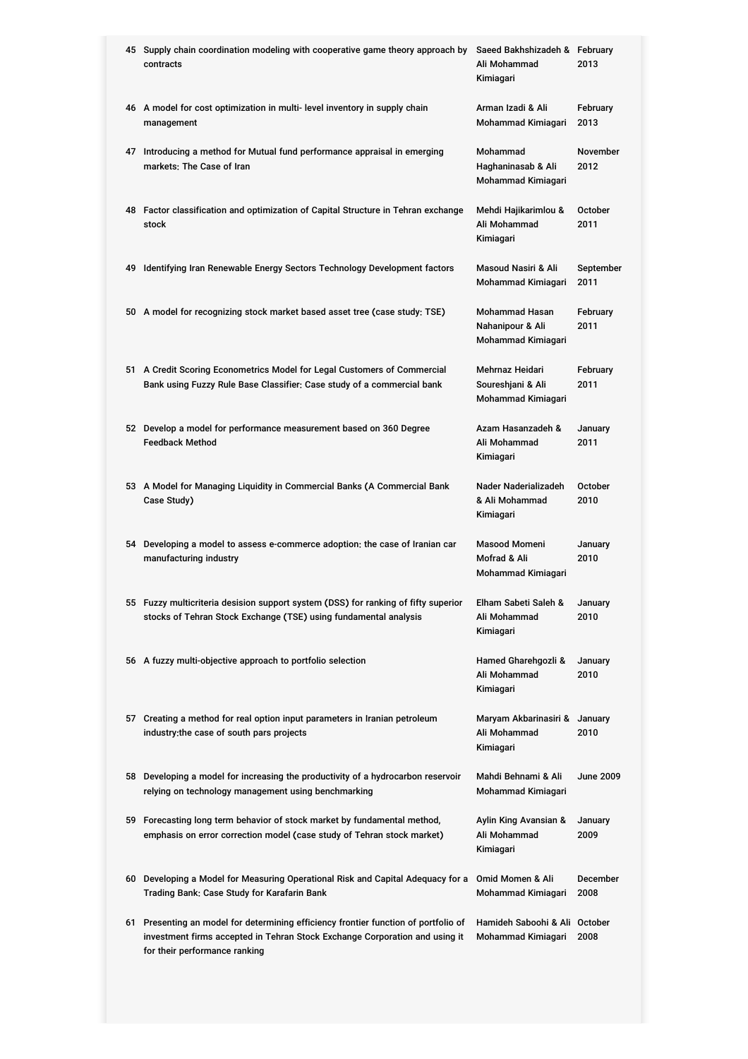| | | | |
|---|---|---|---|
| 45 | Supply chain coordination modeling with cooperative game theory approach by contracts | Saeed Bakhshizadeh & Ali Mohammad Kimiagari | February 2013 |
| 46 | A model for cost optimization in multi- level inventory in supply chain management | Arman Izadi & Ali Mohammad Kimiagari | February 2013 |
| 47 | Introducing a method for Mutual fund performance appraisal in emerging markets; The Case of Iran | Mohammad Haghaninasab & Ali Mohammad Kimiagari | November 2012 |
| 48 | Factor classification and optimization of Capital Structure in Tehran exchange stock | Mehdi Hajikarimlou & Ali Mohammad Kimiagari | October 2011 |
| 49 | Identifying Iran Renewable Energy Sectors Technology Development factors | Masoud Nasiri & Ali Mohammad Kimiagari | September 2011 |
| 50 | A model for recognizing stock market based asset tree (case study: TSE) | Mohammad Hasan Nahanipour & Ali Mohammad Kimiagari | February 2011 |
| 51 | A Credit Scoring Econometrics Model for Legal Customers of Commercial Bank using Fuzzy Rule Base Classifier; Case study of a commercial bank | Mehrnaz Heidari Soureshjani & Ali Mohammad Kimiagari | February 2011 |
| 52 | Develop a model for performance measurement based on 360 Degree Feedback Method | Azam Hasanzadeh & Ali Mohammad Kimiagari | January 2011 |
| 53 | A Model for Managing Liquidity in Commercial Banks (A Commercial Bank Case Study) | Nader Naderializadeh & Ali Mohammad Kimiagari | October 2010 |
| 54 | Developing a model to assess e-commerce adoption; the case of Iranian car manufacturing industry | Masood Momeni Mofrad & Ali Mohammad Kimiagari | January 2010 |
| 55 | Fuzzy multicriteria desision support system (DSS) for ranking of fifty superior stocks of Tehran Stock Exchange (TSE) using fundamental analysis | Elham Sabeti Saleh & Ali Mohammad Kimiagari | January 2010 |
| 56 | A fuzzy multi-objective approach to portfolio selection | Hamed Gharehgozli & Ali Mohammad Kimiagari | January 2010 |
| 57 | Creating a method for real option input parameters in Iranian petroleum industry;the case of south pars projects | Maryam Akbarinasiri & Ali Mohammad Kimiagari | January 2010 |
| 58 | Developing a model for increasing the productivity of a hydrocarbon reservoir relying on technology management using benchmarking | Mahdi Behnami & Ali Mohammad Kimiagari | June 2009 |
| 59 | Forecasting long term behavior of stock market by fundamental method, emphasis on error correction model (case study of Tehran stock market) | Aylin King Avansian & Ali Mohammad Kimiagari | January 2009 |
| 60 | Developing a Model for Measuring Operational Risk and Capital Adequacy for a Trading Bank; Case Study for Karafarin Bank | Omid Momen & Ali Mohammad Kimiagari | December 2008 |
| 61 | Presenting an model for determining efficiency frontier function of portfolio of investment firms accepted in Tehran Stock Exchange Corporation and using it for their performance ranking | Hamideh Saboohi & Ali Mohammad Kimiagari | October 2008 |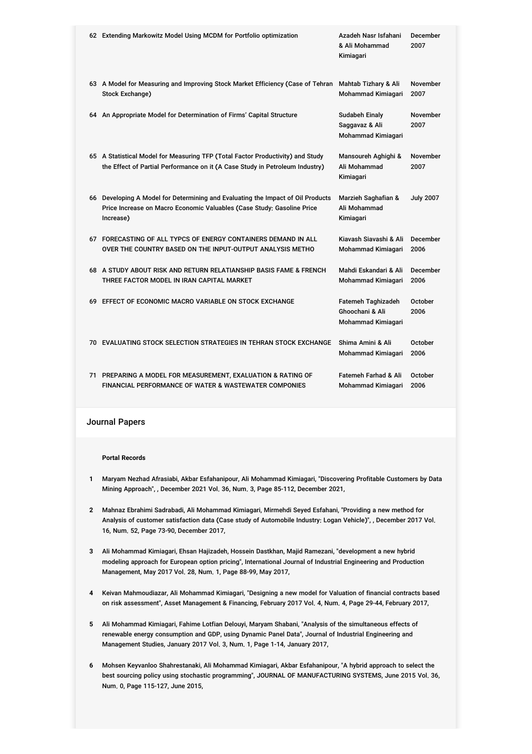| | | | |
|---|---|---|---|
| 62 | Extending Markowitz Model Using MCDM for Portfolio optimization | Azadeh Nasr Isfahani & Ali Mohammad Kimiagari | December 2007 |
| 63 | A Model for Measuring and Improving Stock Market Efficiency (Case of Tehran Stock Exchange) | Mahtab Tizhary & Ali Mohammad Kimiagari | November 2007 |
| 64 | An Appropriate Model for Determination of Firms' Capital Structure | Sudabeh Einaly Saggavaz & Ali Mohammad Kimiagari | November 2007 |
| 65 | A Statistical Model for Measuring TFP (Total Factor Productivity) and Study the Effect of Partial Performance on it (A Case Study in Petroleum Industry) | Mansoureh Aghighi & Ali Mohammad Kimiagari | November 2007 |
| 66 | Developing A Model for Determining and Evaluating the Impact of Oil Products Price Increase on Macro Economic Valuables (Case Study: Gasoline Price Increase) | Marzieh Saghafian & Ali Mohammad Kimiagari | July 2007 |
| 67 | FORECASTING OF ALL TYPCS OF ENERGY CONTAINERS DEMAND IN ALL OVER THE COUNTRY BASED ON THE INPUT-OUTPUT ANALYSIS METHO | Kiavash Siavashi & Ali Mohammad Kimiagari | December 2006 |
| 68 | A STUDY ABOUT RISK AND RETURN RELATIANSHIP BASIS FAME & FRENCH THREE FACTOR MODEL IN IRAN CAPITAL MARKET | Mahdi Eskandari & Ali Mohammad Kimiagari | December 2006 |
| 69 | EFFECT OF ECONOMIC MACRO VARIABLE ON STOCK EXCHANGE | Fatemeh Taghizadeh Ghoochani & Ali Mohammad Kimiagari | October 2006 |
| 70 | EVALUATING STOCK SELECTION STRATEGIES IN TEHRAN STOCK EXCHANGE | Shima Amini & Ali Mohammad Kimiagari | October 2006 |
| 71 | PREPARING A MODEL FOR MEASUREMENT, EXALUATION & RATING OF FINANCIAL PERFORMANCE OF WATER & WASTEWATER COMPONIES | Fatemeh Farhad & Ali Mohammad Kimiagari | October 2006 |

## Journal Papers

**Portal Records**

1. Maryam Nezhad Afrasiabi, Akbar Esfahanipour, Ali Mohammad Kimiagari, "Discovering Profitable Customers by Data Mining Approach", , December 2021 Vol. 36, Num. 3, Page 85-112, December 2021,
2. Mahnaz Ebrahimi Sadrabadi, Ali Mohammad Kimiagari, Mirmehdi Seyed Esfahani, "Providing a new method for Analysis of customer satisfaction data (Case study of Automobile Industry: Logan Vehicle)", , December 2017 Vol. 16, Num. 52, Page 73-90, December 2017,
3. Ali Mohammad Kimiagari, Ehsan Hajizadeh, Hossein Dastkhan, Majid Ramezani, "development a new hybrid modeling approach for European option pricing", International Journal of Industrial Engineering and Production Management, May 2017 Vol. 28, Num. 1, Page 88-99, May 2017,
4. Keivan Mahmoudiazar, Ali Mohammad Kimiagari, "Designing a new model for Valuation of financial contracts based on risk assessment", Asset Management & Financing, February 2017 Vol. 4, Num. 4, Page 29-44, February 2017,
5. Ali Mohammad Kimiagari, Fahime Lotfian Delouyi, Maryam Shabani, "Analysis of the simultaneous effects of renewable energy consumption and GDP, using Dynamic Panel Data", Journal of Industrial Engineering and Management Studies, January 2017 Vol. 3, Num. 1, Page 1-14, January 2017,
6. Mohsen Keyvanloo Shahrestanaki, Ali Mohammad Kimiagari, Akbar Esfahanipour, "A hybrid approach to select the best sourcing policy using stochastic programming", JOURNAL OF MANUFACTURING SYSTEMS, June 2015 Vol. 36, Num. 0, Page 115-127, June 2015,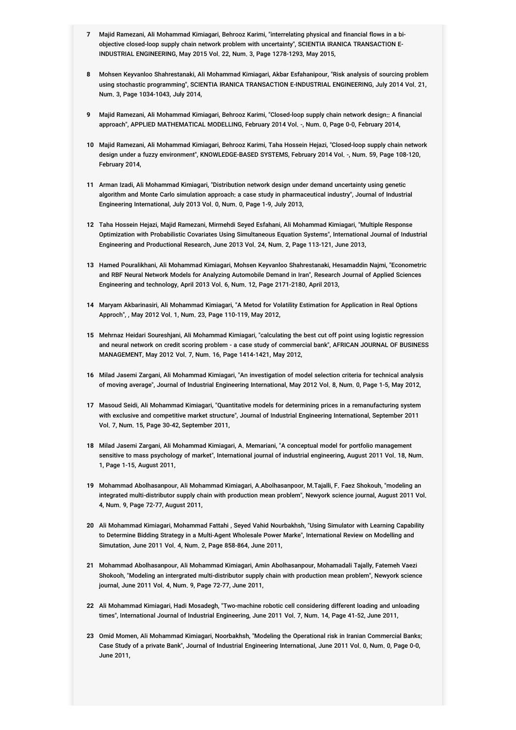7 Majid Ramezani, Ali Mohammad Kimiagari, Behrooz Karimi, "interrelating physical and financial flows in a bi-objective closed-loop supply chain network problem with uncertainty", SCIENTIA IRANICA TRANSACTION E-INDUSTRIAL ENGINEERING, May 2015 Vol. 22, Num. 3, Page 1278-1293, May 2015,

8 Mohsen Keyvanloo Shahrestanaki, Ali Mohammad Kimiagari, Akbar Esfahanipour, "Risk analysis of sourcing problem using stochastic programming", SCIENTIA IRANICA TRANSACTION E-INDUSTRIAL ENGINEERING, July 2014 Vol. 21, Num. 3, Page 1034-1043, July 2014,

9 Majid Ramezani, Ali Mohammad Kimiagari, Behrooz Karimi, "Closed-loop supply chain network design:: A financial approach", APPLIED MATHEMATICAL MODELLING, February 2014 Vol. -, Num. 0, Page 0-0, February 2014,

10 Majid Ramezani, Ali Mohammad Kimiagari, Behrooz Karimi, Taha Hossein Hejazi, "Closed-loop supply chain network design under a fuzzy environment", KNOWLEDGE-BASED SYSTEMS, February 2014 Vol. -, Num. 59, Page 108-120, February 2014,

11 Arman Izadi, Ali Mohammad Kimiagari, "Distribution network design under demand uncertainty using genetic algorithm and Monte Carlo simulation approach: a case study in pharmaceutical industry", Journal of Industrial Engineering International, July 2013 Vol. 0, Num. 0, Page 1-9, July 2013,

12 Taha Hossein Hejazi, Majid Ramezani, Mirmehdi Seyed Esfahani, Ali Mohammad Kimiagari, "Multiple Response Optimization with Probabilistic Covariates Using Simultaneous Equation Systems", International Journal of Industrial Engineering and Productional Research, June 2013 Vol. 24, Num. 2, Page 113-121, June 2013,

13 Hamed Pouralikhani, Ali Mohammad Kimiagari, Mohsen Keyvanloo Shahrestanaki, Hesamaddin Najmi, "Econometric and RBF Neural Network Models for Analyzing Automobile Demand in Iran", Research Journal of Applied Sciences Engineering and technology, April 2013 Vol. 6, Num. 12, Page 2171-2180, April 2013,

14 Maryam Akbarinasiri, Ali Mohammad Kimiagari, "A Metod for Volatility Estimation for Application in Real Options Approch", , May 2012 Vol. 1, Num. 23, Page 110-119, May 2012,

15 Mehrnaz Heidari Soureshjani, Ali Mohammad Kimiagari, "calculating the best cut off point using logistic regression and neural network on credit scoring problem - a case study of commercial bank", AFRICAN JOURNAL OF BUSINESS MANAGEMENT, May 2012 Vol. 7, Num. 16, Page 1414-1421, May 2012,

16 Milad Jasemi Zargani, Ali Mohammad Kimiagari, "An investigation of model selection criteria for technical analysis of moving average", Journal of Industrial Engineering International, May 2012 Vol. 8, Num. 0, Page 1-5, May 2012,

17 Masoud Seidi, Ali Mohammad Kimiagari, "Quantitative models for determining prices in a remanufacturing system with exclusive and competitive market structure", Journal of Industrial Engineering International, September 2011 Vol. 7, Num. 15, Page 30-42, September 2011,

18 Milad Jasemi Zargani, Ali Mohammad Kimiagari, A. Memariani, "A conceptual model for portfolio management sensitive to mass psychology of market", International journal of industrial engineering, August 2011 Vol. 18, Num. 1, Page 1-15, August 2011,

19 Mohammad Abolhasanpour, Ali Mohammad Kimiagari, A.Abolhasanpoor, M.Tajalli, F. Faez Shokouh, "modeling an integrated multi-distributor supply chain with production mean problem", Newyork science journal, August 2011 Vol. 4, Num. 9, Page 72-77, August 2011,

20 Ali Mohammad Kimiagari, Mohammad Fattahi , Seyed Vahid Nourbakhsh, "Using Simulator with Learning Capability to Determine Bidding Strategy in a Multi-Agent Wholesale Power Marke", International Review on Modelling and Simutation, June 2011 Vol. 4, Num. 2, Page 858-864, June 2011,

21 Mohammad Abolhasanpour, Ali Mohammad Kimiagari, Amin Abolhasanpour, Mohamadali Tajally, Fatemeh Vaezi Shokooh, "Modeling an intergrated multi-distributor supply chain with production mean problem", Newyork science journal, June 2011 Vol. 4, Num. 9, Page 72-77, June 2011,

22 Ali Mohammad Kimiagari, Hadi Mosadegh, "Two-machine robotic cell considering different loading and unloading times", International Journal of Industrial Engineering, June 2011 Vol. 7, Num. 14, Page 41-52, June 2011,

23 Omid Momen, Ali Mohammad Kimiagari, Noorbakhsh, "Modeling the Operational risk in Iranian Commercial Banks; Case Study of a private Bank", Journal of Industrial Engineering International, June 2011 Vol. 0, Num. 0, Page 0-0, June 2011,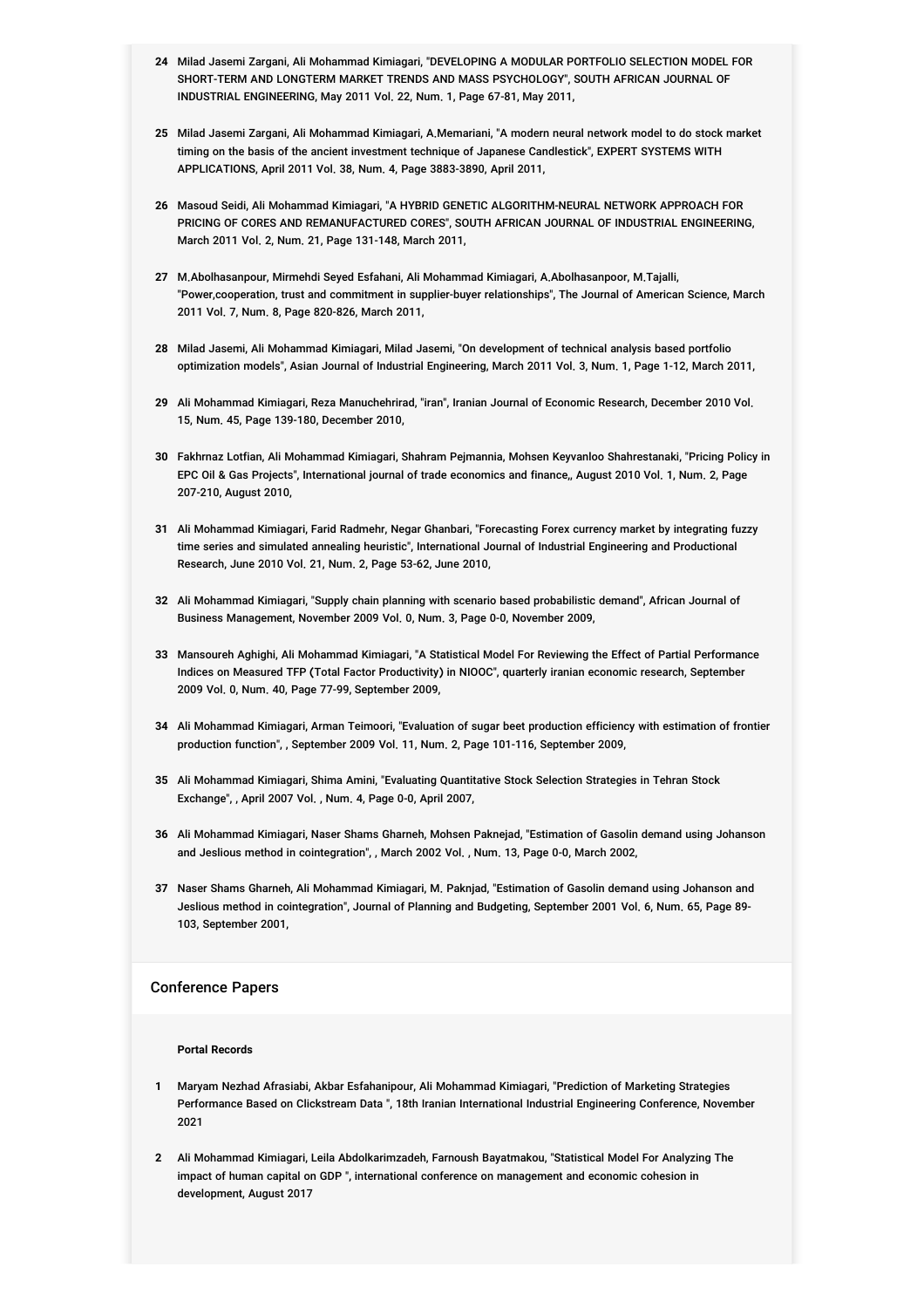24 Milad Jasemi Zargani, Ali Mohammad Kimiagari, "DEVELOPING A MODULAR PORTFOLIO SELECTION MODEL FOR SHORT-TERM AND LONGTERM MARKET TRENDS AND MASS PSYCHOLOGY", SOUTH AFRICAN JOURNAL OF INDUSTRIAL ENGINEERING, May 2011 Vol. 22, Num. 1, Page 67-81, May 2011,

25 Milad Jasemi Zargani, Ali Mohammad Kimiagari, A.Memariani, "A modern neural network model to do stock market timing on the basis of the ancient investment technique of Japanese Candlestick", EXPERT SYSTEMS WITH APPLICATIONS, April 2011 Vol. 38, Num. 4, Page 3883-3890, April 2011,

26 Masoud Seidi, Ali Mohammad Kimiagari, "A HYBRID GENETIC ALGORITHM-NEURAL NETWORK APPROACH FOR PRICING OF CORES AND REMANUFACTURED CORES", SOUTH AFRICAN JOURNAL OF INDUSTRIAL ENGINEERING, March 2011 Vol. 2, Num. 21, Page 131-148, March 2011,

27 M.Abolhasanpour, Mirmehdi Seyed Esfahani, Ali Mohammad Kimiagari, A.Abolhasanpoor, M.Tajalli, "Power,cooperation, trust and commitment in supplier-buyer relationships", The Journal of American Science, March 2011 Vol. 7, Num. 8, Page 820-826, March 2011,

28 Milad Jasemi, Ali Mohammad Kimiagari, Milad Jasemi, "On development of technical analysis based portfolio optimization models", Asian Journal of Industrial Engineering, March 2011 Vol. 3, Num. 1, Page 1-12, March 2011,

29 Ali Mohammad Kimiagari, Reza Manuchehrirad, "iran", Iranian Journal of Economic Research, December 2010 Vol. 15, Num. 45, Page 139-180, December 2010,

30 Fakhrnaz Lotfian, Ali Mohammad Kimiagari, Shahram Pejmannia, Mohsen Keyvanloo Shahrestanaki, "Pricing Policy in EPC Oil & Gas Projects", International journal of trade economics and finance,, August 2010 Vol. 1, Num. 2, Page 207-210, August 2010,

31 Ali Mohammad Kimiagari, Farid Radmehr, Negar Ghanbari, "Forecasting Forex currency market by integrating fuzzy time series and simulated annealing heuristic", International Journal of Industrial Engineering and Productional Research, June 2010 Vol. 21, Num. 2, Page 53-62, June 2010,

32 Ali Mohammad Kimiagari, "Supply chain planning with scenario based probabilistic demand", African Journal of Business Management, November 2009 Vol. 0, Num. 3, Page 0-0, November 2009,

33 Mansoureh Aghighi, Ali Mohammad Kimiagari, "A Statistical Model For Reviewing the Effect of Partial Performance Indices on Measured TFP (Total Factor Productivity) in NIOOC", quarterly iranian economic research, September 2009 Vol. 0, Num. 40, Page 77-99, September 2009,

34 Ali Mohammad Kimiagari, Arman Teimoori, "Evaluation of sugar beet production efficiency with estimation of frontier production function", , September 2009 Vol. 11, Num. 2, Page 101-116, September 2009,

35 Ali Mohammad Kimiagari, Shima Amini, "Evaluating Quantitative Stock Selection Strategies in Tehran Stock Exchange", , April 2007 Vol. , Num. 4, Page 0-0, April 2007,

36 Ali Mohammad Kimiagari, Naser Shams Gharneh, Mohsen Paknejad, "Estimation of Gasolin demand using Johanson and Jeslious method in cointegration", , March 2002 Vol. , Num. 13, Page 0-0, March 2002,

37 Naser Shams Gharneh, Ali Mohammad Kimiagari, M. Paknjad, "Estimation of Gasolin demand using Johanson and Jeslious method in cointegration", Journal of Planning and Budgeting, September 2001 Vol. 6, Num. 65, Page 89-103, September 2001,

## Conference Papers

**Portal Records**

1 Maryam Nezhad Afrasiabi, Akbar Esfahanipour, Ali Mohammad Kimiagari, "Prediction of Marketing Strategies Performance Based on Clickstream Data ", 18th Iranian International Industrial Engineering Conference, November 2021

2 Ali Mohammad Kimiagari, Leila Abdolkarimzadeh, Farnoush Bayatmakou, "Statistical Model For Analyzing The impact of human capital on GDP ", international conference on management and economic cohesion in development, August 2017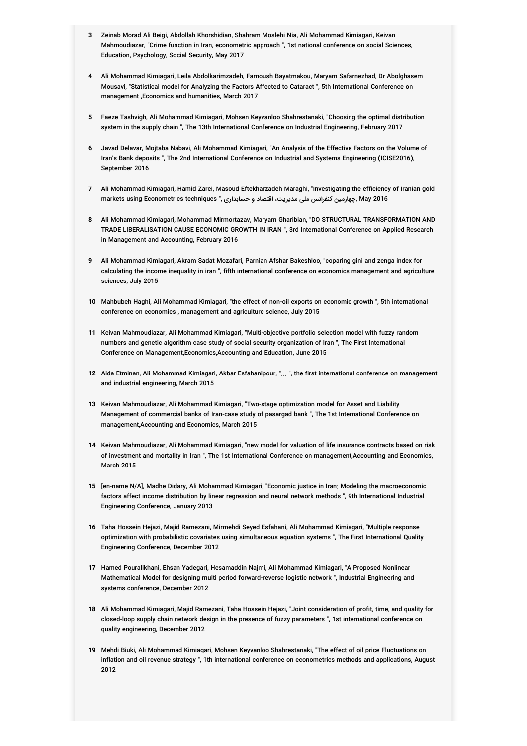3. Zeinab Morad Ali Beigi, Abdollah Khorshidian, Shahram Moslehi Nia, Ali Mohammad Kimiagari, Keivan Mahmoudiazar, "Crime function in Iran, econometric approach ", 1st national conference on social Sciences, Education, Psychology, Social Security, May 2017

4. Ali Mohammad Kimiagari, Leila Abdolkarimzadeh, Farnoush Bayatmakou, Maryam Safarnezhad, Dr Abolghasem Mousavi, "Statistical model for Analyzing the Factors Affected to Cataract ", 5th International Conference on management ,Economics and humanities, March 2017

5. Faeze Tashvigh, Ali Mohammad Kimiagari, Mohsen Keyvanloo Shahrestanaki, "Choosing the optimal distribution system in the supply chain ", The 13th International Conference on Industrial Engineering, February 2017

6. Javad Delavar, Mojtaba Nabavi, Ali Mohammad Kimiagari, "An Analysis of the Effective Factors on the Volume of Iran's Bank deposits ", The 2nd International Conference on Industrial and Systems Engineering (ICISE2016), September 2016

7. Ali Mohammad Kimiagari, Hamid Zarei, Masoud Eftekharzadeh Maraghi, "Investigating the efficiency of Iranian gold markets using Econometrics techniques ", چهارمین کنفرانس ملی مدیریت، اقتصاد و حسابداری, May 2016

8. Ali Mohammad Kimiagari, Mohammad Mirmortazav, Maryam Gharibian, "DO STRUCTURAL TRANSFORMATION AND TRADE LIBERALISATION CAUSE ECONOMIC GROWTH IN IRAN ", 3rd International Conference on Applied Research in Management and Accounting, February 2016

9. Ali Mohammad Kimiagari, Akram Sadat Mozafari, Parnian Afshar Bakeshloo, "coparing gini and zenga index for calculating the income inequality in iran ", fifth international conference on economics management and agriculture sciences, July 2015

10. Mahbubeh Haghi, Ali Mohammad Kimiagari, "the effect of non-oil exports on economic growth ", 5th international conference on economics , management and agriculture science, July 2015

11. Keivan Mahmoudiazar, Ali Mohammad Kimiagari, "Multi-objective portfolio selection model with fuzzy random numbers and genetic algorithm case study of social security organization of Iran ", The First International Conference on Management,Economics,Accounting and Education, June 2015

12. Aida Etminan, Ali Mohammad Kimiagari, Akbar Esfahanipour, "... ", the first international conference on management and industrial engineering, March 2015

13. Keivan Mahmoudiazar, Ali Mohammad Kimiagari, "Two-stage optimization model for Asset and Liability Management of commercial banks of Iran-case study of pasargad bank ", The 1st International Conference on management,Accounting and Economics, March 2015

14. Keivan Mahmoudiazar, Ali Mohammad Kimiagari, "new model for valuation of life insurance contracts based on risk of investment and mortality in Iran ", The 1st International Conference on management,Accounting and Economics, March 2015

15. [en-name N/A], Madhe Didary, Ali Mohammad Kimiagari, "Economic justice in Iran: Modeling the macroeconomic factors affect income distribution by linear regression and neural network methods ", 9th International Industrial Engineering Conference, January 2013

16. Taha Hossein Hejazi, Majid Ramezani, Mirmehdi Seyed Esfahani, Ali Mohammad Kimiagari, "Multiple response optimization with probabilistic covariates using simultaneous equation systems ", The First International Quality Engineering Conference, December 2012

17. Hamed Pouralikhani, Ehsan Yadegari, Hesamaddin Najmi, Ali Mohammad Kimiagari, "A Proposed Nonlinear Mathematical Model for designing multi period forward-reverse logistic network ", Industrial Engineering and systems conference, December 2012

18. Ali Mohammad Kimiagari, Majid Ramezani, Taha Hossein Hejazi, "Joint consideration of profit, time, and quality for closed-loop supply chain network design in the presence of fuzzy parameters ", 1st international conference on quality engineering, December 2012

19. Mehdi Biuki, Ali Mohammad Kimiagari, Mohsen Keyvanloo Shahrestanaki, "The effect of oil price Fluctuations on inflation and oil revenue strategy ", 1th international conference on econometrics methods and applications, August 2012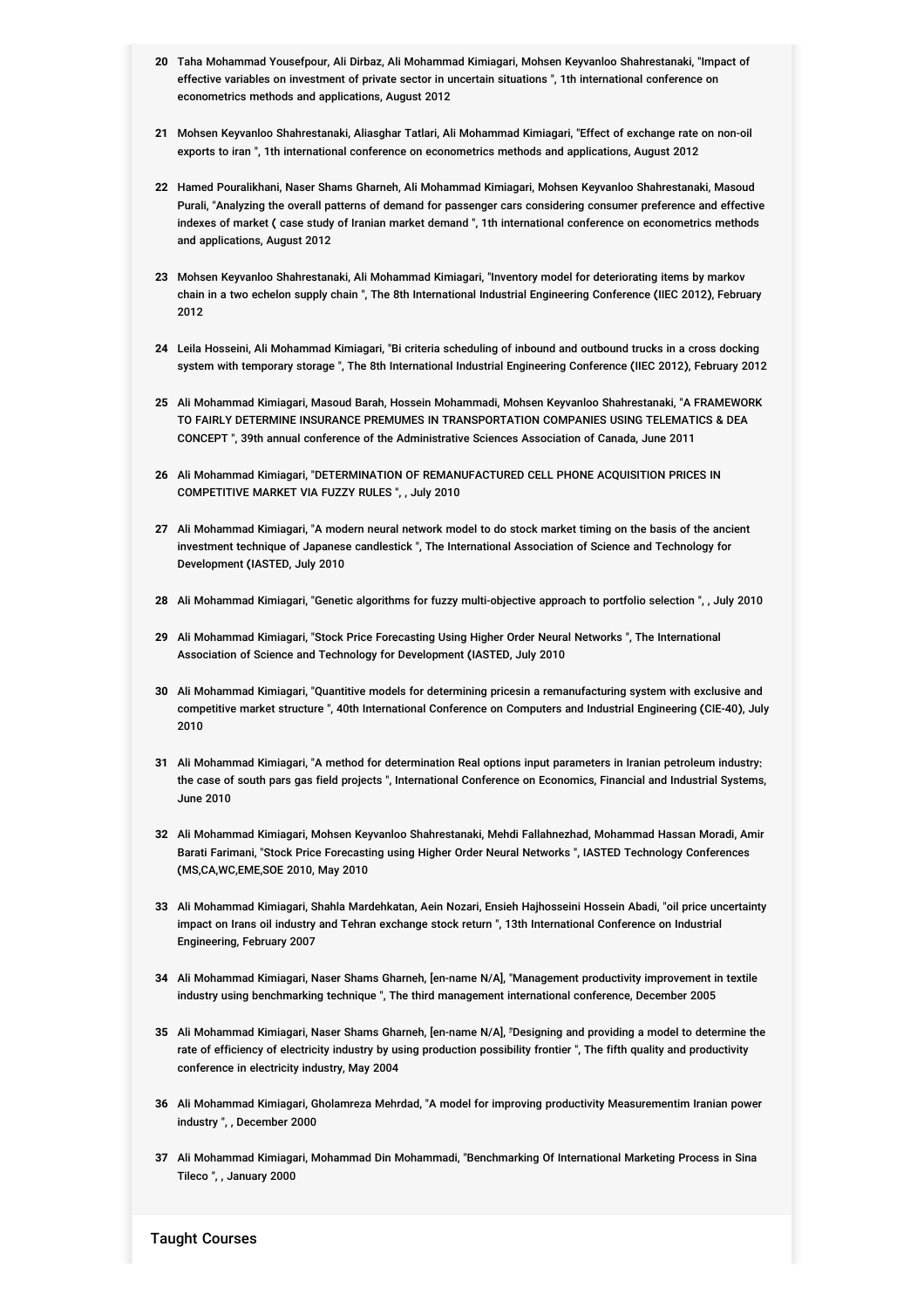20 Taha Mohammad Yousefpour, Ali Dirbaz, Ali Mohammad Kimiagari, Mohsen Keyvanloo Shahrestanaki, "Impact of effective variables on investment of private sector in uncertain situations ", 1th international conference on econometrics methods and applications, August 2012

21 Mohsen Keyvanloo Shahrestanaki, Aliasghar Tatlari, Ali Mohammad Kimiagari, "Effect of exchange rate on non-oil exports to iran ", 1th international conference on econometrics methods and applications, August 2012

22 Hamed Pouralikhani, Naser Shams Gharneh, Ali Mohammad Kimiagari, Mohsen Keyvanloo Shahrestanaki, Masoud Purali, "Analyzing the overall patterns of demand for passenger cars considering consumer preference and effective indexes of market ( case study of Iranian market demand ", 1th international conference on econometrics methods and applications, August 2012

23 Mohsen Keyvanloo Shahrestanaki, Ali Mohammad Kimiagari, "Inventory model for deteriorating items by markov chain in a two echelon supply chain ", The 8th International Industrial Engineering Conference (IIEC 2012), February 2012

24 Leila Hosseini, Ali Mohammad Kimiagari, "Bi criteria scheduling of inbound and outbound trucks in a cross docking system with temporary storage ", The 8th International Industrial Engineering Conference (IIEC 2012), February 2012

25 Ali Mohammad Kimiagari, Masoud Barah, Hossein Mohammadi, Mohsen Keyvanloo Shahrestanaki, "A FRAMEWORK TO FAIRLY DETERMINE INSURANCE PREMUMES IN TRANSPORTATION COMPANIES USING TELEMATICS & DEA CONCEPT ", 39th annual conference of the Administrative Sciences Association of Canada, June 2011

26 Ali Mohammad Kimiagari, "DETERMINATION OF REMANUFACTURED CELL PHONE ACQUISITION PRICES IN COMPETITIVE MARKET VIA FUZZY RULES ", , July 2010

27 Ali Mohammad Kimiagari, "A modern neural network model to do stock market timing on the basis of the ancient investment technique of Japanese candlestick ", The International Association of Science and Technology for Development (IASTED, July 2010

28 Ali Mohammad Kimiagari, "Genetic algorithms for fuzzy multi-objective approach to portfolio selection ", , July 2010

29 Ali Mohammad Kimiagari, "Stock Price Forecasting Using Higher Order Neural Networks ", The International Association of Science and Technology for Development (IASTED, July 2010

30 Ali Mohammad Kimiagari, "Quantitive models for determining pricesin a remanufacturing system with exclusive and competitive market structure ", 40th International Conference on Computers and Industrial Engineering (CIE-40), July 2010

31 Ali Mohammad Kimiagari, "A method for determination Real options input parameters in Iranian petroleum industry: the case of south pars gas field projects ", International Conference on Economics, Financial and Industrial Systems, June 2010

32 Ali Mohammad Kimiagari, Mohsen Keyvanloo Shahrestanaki, Mehdi Fallahnezhad, Mohammad Hassan Moradi, Amir Barati Farimani, "Stock Price Forecasting using Higher Order Neural Networks ", IASTED Technology Conferences (MS,CA,WC,EME,SOE 2010, May 2010

33 Ali Mohammad Kimiagari, Shahla Mardehkatan, Aein Nozari, Ensieh Hajhosseini Hossein Abadi, "oil price uncertainty impact on Irans oil industry and Tehran exchange stock return ", 13th International Conference on Industrial Engineering, February 2007

34 Ali Mohammad Kimiagari, Naser Shams Gharneh, [en-name N/A], "Management productivity improvement in textile industry using benchmarking technique ", The third management international conference, December 2005

35 Ali Mohammad Kimiagari, Naser Shams Gharneh, [en-name N/A], "Designing and providing a model to determine the rate of efficiency of electricity industry by using production possibility frontier ", The fifth quality and productivity conference in electricity industry, May 2004

36 Ali Mohammad Kimiagari, Gholamreza Mehrdad, "A model for improving productivity Measurementim Iranian power industry ", , December 2000

37 Ali Mohammad Kimiagari, Mohammad Din Mohammadi, "Benchmarking Of International Marketing Process in Sina Tileco ", , January 2000

## Taught Courses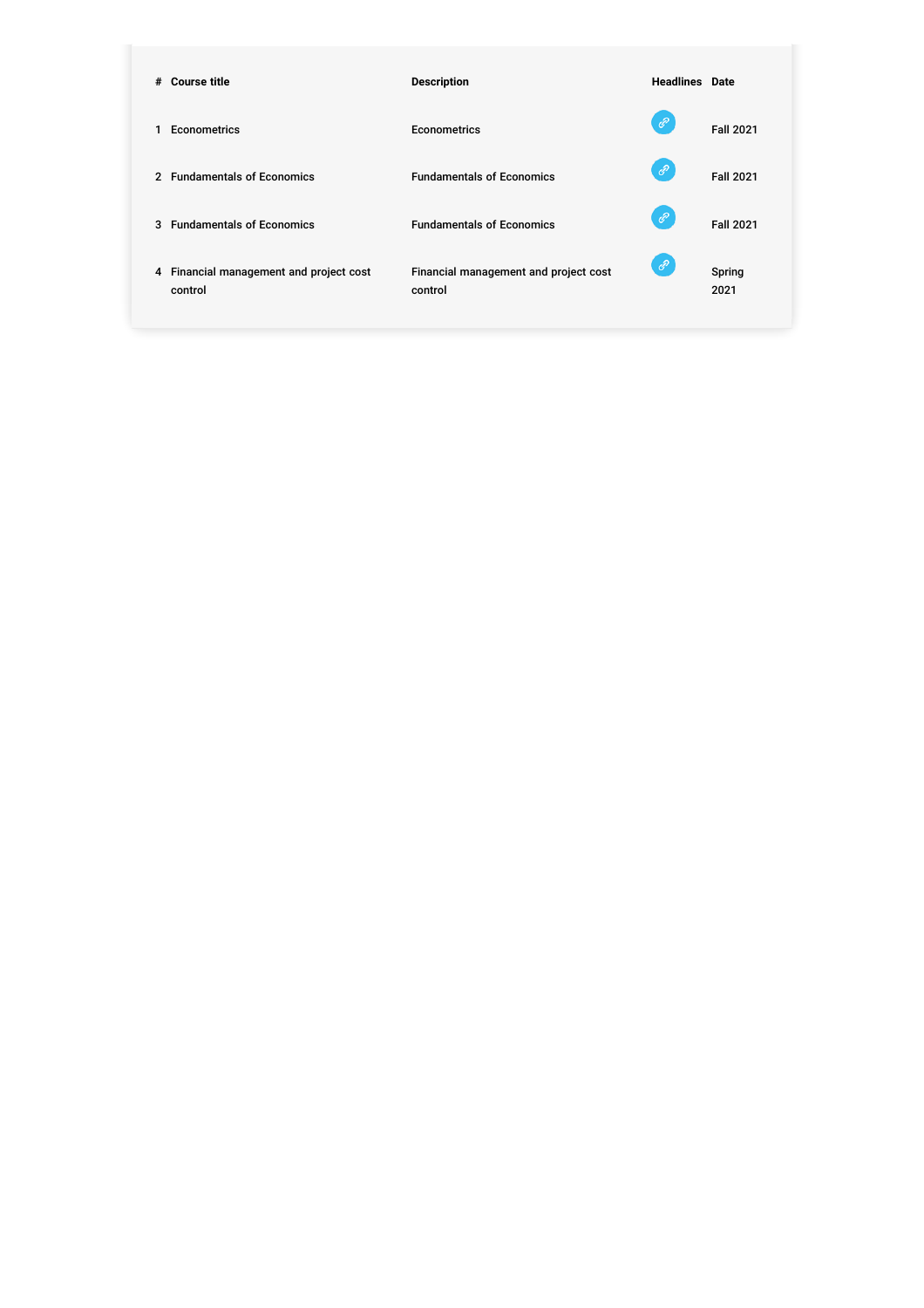| # | Course title | Description | Headlines | Date |
|---|---|---|---|---|
| 1 | Econometrics | Econometrics | | Fall 2021 |
| 2 | Fundamentals of Economics | Fundamentals of Economics | | Fall 2021 |
| 3 | Fundamentals of Economics | Fundamentals of Economics | | Fall 2021 |
| 4 | Financial management and project cost control | Financial management and project cost control | | Spring 2021 |